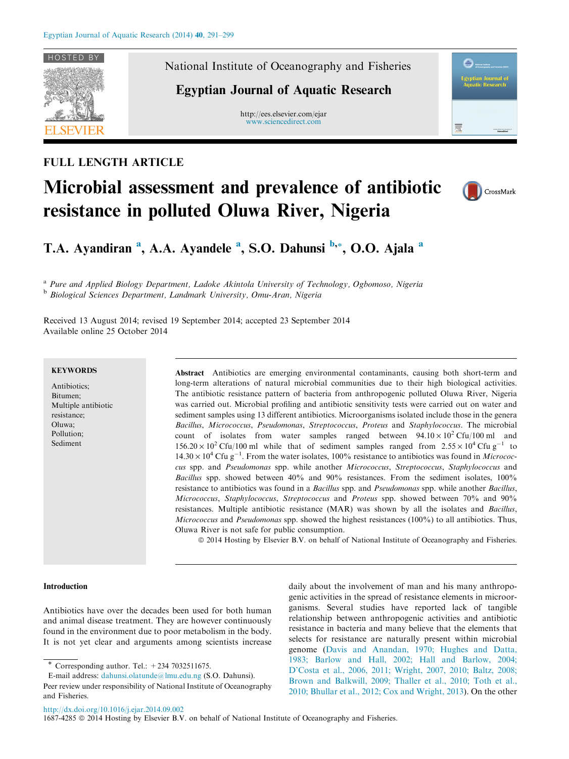National Institute of Oceanography and Fisheries

Egyptian Journal of Aquatic Research

http://ees.elsevier.com/ejar
www.sciencedirect.com

FULL LENGTH ARTICLE

# Microbial assessment and prevalence of antibiotic resistance in polluted Oluwa River, Nigeria

**T.A. Ayandiran [a], A.A. Ayandele [a], S.O. Dahunsi [b,*], O.O. Ajala [a]**

[a] *Pure and Applied Biology Department, Ladoke Akintola University of Technology, Ogbomoso, Nigeria*
[b] *Biological Sciences Department, Landmark University, Omu-Aran, Nigeria*

Received 13 August 2014; revised 19 September 2014; accepted 23 September 2014
Available online 25 October 2014

**KEYWORDS**

Antibiotics;
Bitumen;
Multiple antibiotic resistance;
Oluwa;
Pollution;
Sediment

**Abstract** Antibiotics are emerging environmental contaminants, causing both short-term and long-term alterations of natural microbial communities due to their high biological activities. The antibiotic resistance pattern of bacteria from anthropogenic polluted Oluwa River, Nigeria was carried out. Microbial profiling and antibiotic sensitivity tests were carried out on water and sediment samples using 13 different antibiotics. Microorganisms isolated include those in the genera *Bacillus*, *Micrococcus*, *Pseudomonas*, *Streptococcus*, *Proteus* and *Staphylococcus*. The microbial count of isolates from water samples ranged between $94.10 \times 10^2$ Cfu/100 ml and $156.20 \times 10^2$ Cfu/100 ml while that of sediment samples ranged from $2.55 \times 10^4$ Cfu $g^{-1}$ to $14.30 \times 10^4$ Cfu $g^{-1}$. From the water isolates, 100% resistance to antibiotics was found in *Micrococcus* spp. and *Pseudomonas* spp. while another *Micrococcus*, *Streptococcus*, *Staphylococcus* and *Bacillus* spp. showed between 40% and 90% resistances. From the sediment isolates, 100% resistance to antibiotics was found in a *Bacillus* spp. and *Pseudomonas* spp. while another *Bacillus*, *Micrococcus*, *Staphylococcus*, *Streptococcus* and *Proteus* spp. showed between 70% and 90% resistances. Multiple antibiotic resistance (MAR) was shown by all the isolates and *Bacillus*, *Micrococcus* and *Pseudomonas* spp. showed the highest resistances (100%) to all antibiotics. Thus, Oluwa River is not safe for public consumption.

© 2014 Hosting by Elsevier B.V. on behalf of National Institute of Oceanography and Fisheries.

## Introduction

Antibiotics have over the decades been used for both human and animal disease treatment. They are however continuously found in the environment due to poor metabolism in the body. It is not yet clear and arguments among scientists increase daily about the involvement of man and his many anthropogenic activities in the spread of resistance elements in microorganisms. Several studies have reported lack of tangible relationship between anthropogenic activities and antibiotic resistance in bacteria and many believe that the elements that selects for resistance are naturally present within microbial genome (Davis and Anandan, 1970; Hughes and Datta, 1983; Barlow and Hall, 2002; Hall and Barlow, 2004; D'Costa et al., 2006, 2011; Wright, 2007, 2010; Baltz, 2008; Brown and Balkwill, 2009; Thaller et al., 2010; Toth et al., 2010; Bhullar et al., 2012; Cox and Wright, 2013). On the other

\* Corresponding author. Tel.: +234 7032511675.
E-mail address: dahunsi.olatunde@lmu.edu.ng (S.O. Dahunsi).
Peer review under responsibility of National Institute of Oceanography and Fisheries.

http://dx.doi.org/10.1016/j.ejar.2014.09.002
1687-4285 © 2014 Hosting by Elsevier B.V. on behalf of National Institute of Oceanography and Fisheries.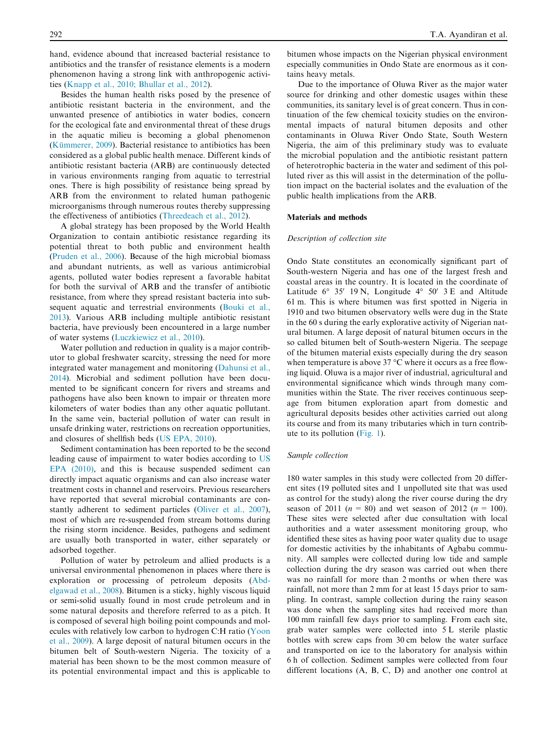hand, evidence abound that increased bacterial resistance to antibiotics and the transfer of resistance elements is a modern phenomenon having a strong link with anthropogenic activities (Knapp et al., 2010; Bhullar et al., 2012).

Besides the human health risks posed by the presence of antibiotic resistant bacteria in the environment, and the unwanted presence of antibiotics in water bodies, concern for the ecological fate and environmental threat of these drugs in the aquatic milieu is becoming a global phenomenon (Kümmerer, 2009). Bacterial resistance to antibiotics has been considered as a global public health menace. Different kinds of antibiotic resistant bacteria (ARB) are continuously detected in various environments ranging from aquatic to terrestrial ones. There is high possibility of resistance being spread by ARB from the environment to related human pathogenic microorganisms through numerous routes thereby suppressing the effectiveness of antibiotics (Threedeach et al., 2012).

A global strategy has been proposed by the World Health Organization to contain antibiotic resistance regarding its potential threat to both public and environment health (Pruden et al., 2006). Because of the high microbial biomass and abundant nutrients, as well as various antimicrobial agents, polluted water bodies represent a favorable habitat for both the survival of ARB and the transfer of antibiotic resistance, from where they spread resistant bacteria into subsequent aquatic and terrestrial environments (Bouki et al., 2013). Various ARB including multiple antibiotic resistant bacteria, have previously been encountered in a large number of water systems (Luczkiewicz et al., 2010).

Water pollution and reduction in quality is a major contributor to global freshwater scarcity, stressing the need for more integrated water management and monitoring (Dahunsi et al., 2014). Microbial and sediment pollution have been documented to be significant concern for rivers and streams and pathogens have also been known to impair or threaten more kilometers of water bodies than any other aquatic pollutant. In the same vein, bacterial pollution of water can result in unsafe drinking water, restrictions on recreation opportunities, and closures of shellfish beds (US EPA, 2010).

Sediment contamination has been reported to be the second leading cause of impairment to water bodies according to US EPA (2010), and this is because suspended sediment can directly impact aquatic organisms and can also increase water treatment costs in channel and reservoirs. Previous researchers have reported that several microbial contaminants are constantly adherent to sediment particles (Oliver et al., 2007), most of which are re-suspended from stream bottoms during the rising storm incidence. Besides, pathogens and sediment are usually both transported in water, either separately or adsorbed together.

Pollution of water by petroleum and allied products is a universal environmental phenomenon in places where there is exploration or processing of petroleum deposits (Abdelgawad et al., 2008). Bitumen is a sticky, highly viscous liquid or semi-solid usually found in most crude petroleum and in some natural deposits and therefore referred to as a pitch. It is composed of several high boiling point compounds and molecules with relatively low carbon to hydrogen C:H ratio (Yoon et al., 2009). A large deposit of natural bitumen occurs in the bitumen belt of South-western Nigeria. The toxicity of a material has been shown to be the most common measure of its potential environmental impact and this is applicable to bitumen whose impacts on the Nigerian physical environment especially communities in Ondo State are enormous as it contains heavy metals.

Due to the importance of Oluwa River as the major water source for drinking and other domestic usages within these communities, its sanitary level is of great concern. Thus in continuation of the few chemical toxicity studies on the environmental impacts of natural bitumen deposits and other contaminants in Oluwa River Ondo State, South Western Nigeria, the aim of this preliminary study was to evaluate the microbial population and the antibiotic resistant pattern of heterotrophic bacteria in the water and sediment of this polluted river as this will assist in the determination of the pollution impact on the bacterial isolates and the evaluation of the public health implications from the ARB.

## Materials and methods

### *Description of collection site*

Ondo State constitutes an economically significant part of South-western Nigeria and has one of the largest fresh and coastal areas in the country. It is located in the coordinate of Latitude 6° 35′ 19 N, Longitude 4° 50′ 3 E and Altitude 61 m. This is where bitumen was first spotted in Nigeria in 1910 and two bitumen observatory wells were dug in the State in the 60 s during the early explorative activity of Nigerian natural bitumen. A large deposit of natural bitumen occurs in the so called bitumen belt of South-western Nigeria. The seepage of the bitumen material exists especially during the dry season when temperature is above 37 °C where it occurs as a free flowing liquid. Oluwa is a major river of industrial, agricultural and environmental significance which winds through many communities within the State. The river receives continuous seepage from bitumen exploration apart from domestic and agricultural deposits besides other activities carried out along its course and from its many tributaries which in turn contribute to its pollution (Fig. 1).

### *Sample collection*

180 water samples in this study were collected from 20 different sites (19 polluted sites and 1 unpolluted site that was used as control for the study) along the river course during the dry season of 2011 ($n = 80$) and wet season of 2012 ($n = 100$). These sites were selected after due consultation with local authorities and a water assessment monitoring group, who identified these sites as having poor water quality due to usage for domestic activities by the inhabitants of Agbabu community. All samples were collected during low tide and sample collection during the dry season was carried out when there was no rainfall for more than 2 months or when there was rainfall, not more than 2 mm for at least 15 days prior to sampling. In contrast, sample collection during the rainy season was done when the sampling sites had received more than 100 mm rainfall few days prior to sampling. From each site, grab water samples were collected into 5 L sterile plastic bottles with screw caps from 30 cm below the water surface and transported on ice to the laboratory for analysis within 6 h of collection. Sediment samples were collected from four different locations (A, B, C, D) and another one control at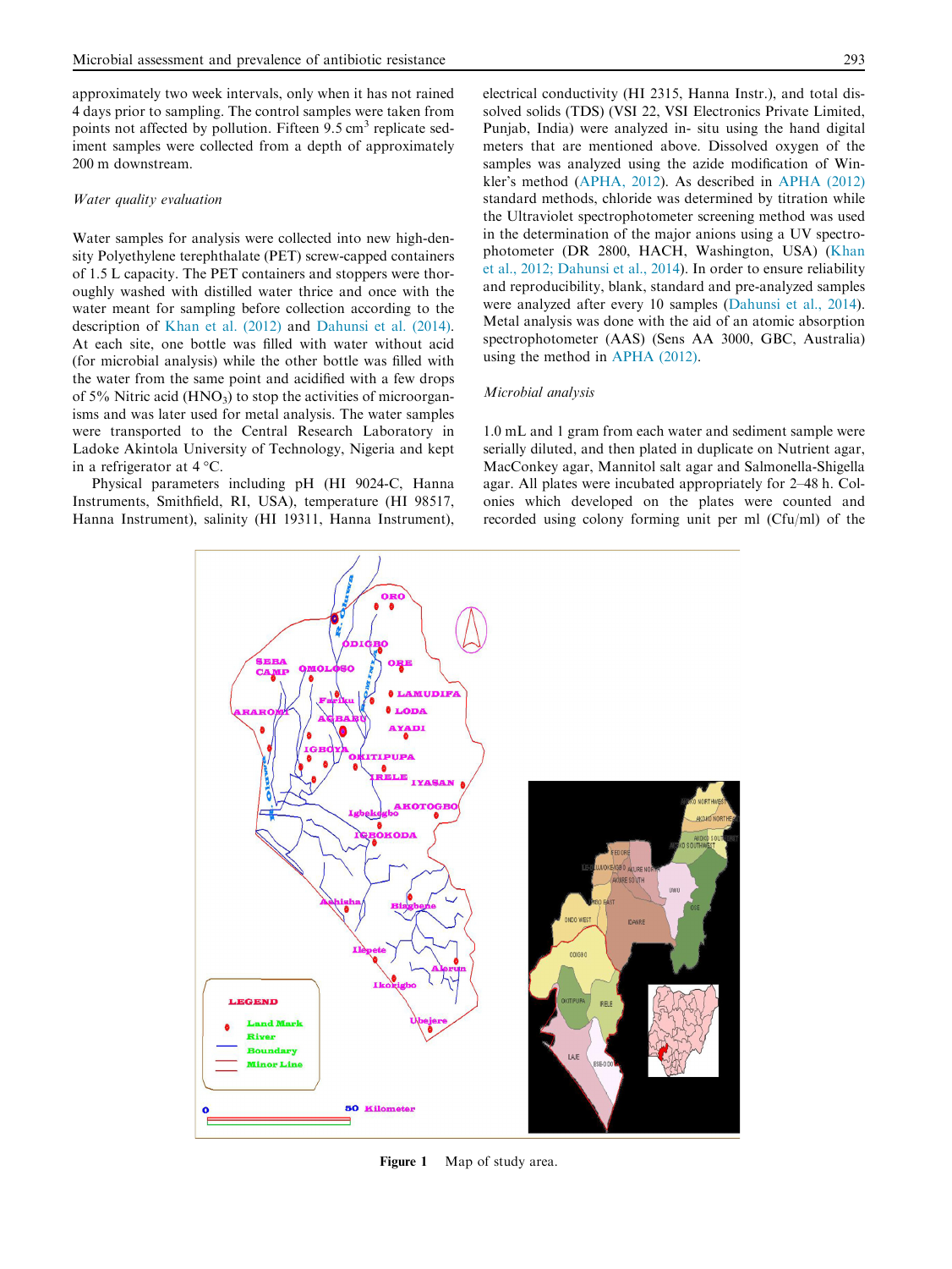approximately two week intervals, only when it has not rained 4 days prior to sampling. The control samples were taken from points not affected by pollution. Fifteen 9.5 $cm^3$ replicate sediment samples were collected from a depth of approximately 200 m downstream.

### Water quality evaluation

Water samples for analysis were collected into new high-density Polyethylene terephthalate (PET) screw-capped containers of 1.5 L capacity. The PET containers and stoppers were thoroughly washed with distilled water thrice and once with the water meant for sampling before collection according to the description of Khan et al. (2012) and Dahunsi et al. (2014). At each site, one bottle was filled with water without acid (for microbial analysis) while the other bottle was filled with the water from the same point and acidified with a few drops of 5% Nitric acid ($HNO_3$) to stop the activities of microorganisms and was later used for metal analysis. The water samples were transported to the Central Research Laboratory in Ladoke Akintola University of Technology, Nigeria and kept in a refrigerator at 4 °C.

Physical parameters including pH (HI 9024-C, Hanna Instruments, Smithfield, RI, USA), temperature (HI 98517, Hanna Instrument), salinity (HI 19311, Hanna Instrument), electrical conductivity (HI 2315, Hanna Instr.), and total dissolved solids (TDS) (VSI 22, VSI Electronics Private Limited, Punjab, India) were analyzed in- situ using the hand digital meters that are mentioned above. Dissolved oxygen of the samples was analyzed using the azide modification of Winkler's method (APHA, 2012). As described in APHA (2012) standard methods, chloride was determined by titration while the Ultraviolet spectrophotometer screening method was used in the determination of the major anions using a UV spectrophotometer (DR 2800, HACH, Washington, USA) (Khan et al., 2012; Dahunsi et al., 2014). In order to ensure reliability and reproducibility, blank, standard and pre-analyzed samples were analyzed after every 10 samples (Dahunsi et al., 2014). Metal analysis was done with the aid of an atomic absorption spectrophotometer (AAS) (Sens AA 3000, GBC, Australia) using the method in APHA (2012).

### Microbial analysis

1.0 mL and 1 gram from each water and sediment sample were serially diluted, and then plated in duplicate on Nutrient agar, MacConkey agar, Mannitol salt agar and Salmonella-Shigella agar. All plates were incubated appropriately for 2–48 h. Colonies which developed on the plates were counted and recorded using colony forming unit per ml (Cfu/ml) of the

**Figure 1** Map of study area.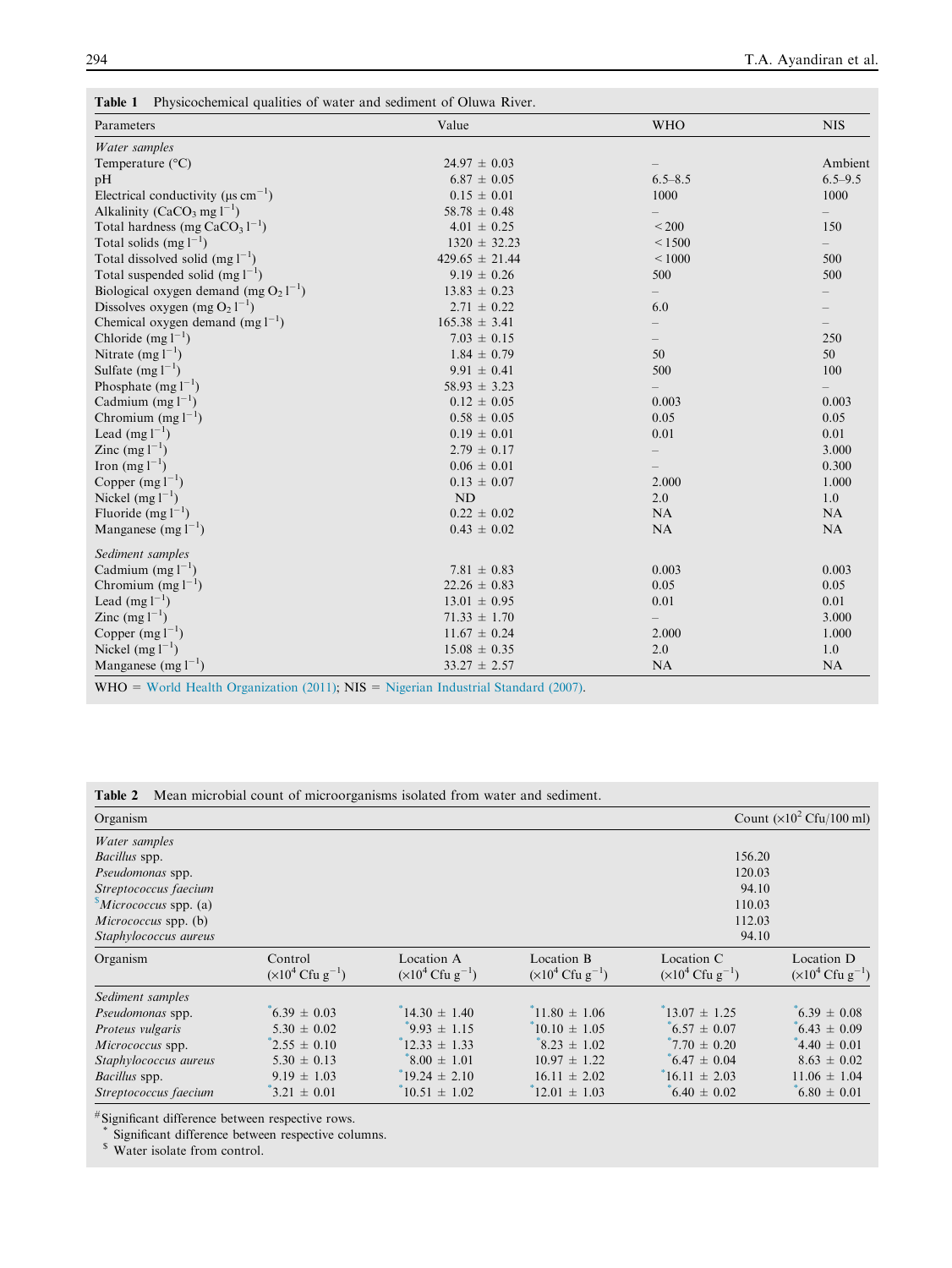**Table 1** Physicochemical qualities of water and sediment of Oluwa River.

| Parameters | Value | WHO | NIS |
|---|---|---|---|
| *Water samples* | | | |
| Temperature (°C) | 24.97 ± 0.03 | – | Ambient |
| pH | 6.87 ± 0.05 | 6.5–8.5 | 6.5–9.5 |
| Electrical conductivity (μs $cm^{-1}$) | 0.15 ± 0.01 | 1000 | 1000 |
| Alkalinity ($CaCO_3$ mg $l^{-1}$) | 58.78 ± 0.48 | – | – |
| Total hardness (mg $CaCO_3$ $l^{-1}$) | 4.01 ± 0.25 | < 200 | 150 |
| Total solids (mg $l^{-1}$) | 1320 ± 32.23 | < 1500 | – |
| Total dissolved solid (mg $l^{-1}$) | 429.65 ± 21.44 | < 1000 | 500 |
| Total suspended solid (mg $l^{-1}$) | 9.19 ± 0.26 | 500 | 500 |
| Biological oxygen demand (mg $O_2$ $l^{-1}$) | 13.83 ± 0.23 | – | – |
| Dissolves oxygen (mg $O_2$ $l^{-1}$) | 2.71 ± 0.22 | 6.0 | – |
| Chemical oxygen demand (mg $l^{-1}$) | 165.38 ± 3.41 | – | – |
| Chloride (mg $l^{-1}$) | 7.03 ± 0.15 | – | 250 |
| Nitrate (mg $l^{-1}$) | 1.84 ± 0.79 | 50 | 50 |
| Sulfate (mg $l^{-1}$) | 9.91 ± 0.41 | 500 | 100 |
| Phosphate (mg $l^{-1}$) | 58.93 ± 3.23 | – | – |
| Cadmium (mg $l^{-1}$) | 0.12 ± 0.05 | 0.003 | 0.003 |
| Chromium (mg $l^{-1}$) | 0.58 ± 0.05 | 0.05 | 0.05 |
| Lead (mg $l^{-1}$) | 0.19 ± 0.01 | 0.01 | 0.01 |
| Zinc (mg $l^{-1}$) | 2.79 ± 0.17 | – | 3.000 |
| Iron (mg $l^{-1}$) | 0.06 ± 0.01 | – | 0.300 |
| Copper (mg $l^{-1}$) | 0.13 ± 0.07 | 2.000 | 1.000 |
| Nickel (mg $l^{-1}$) | ND | 2.0 | 1.0 |
| Fluoride (mg $l^{-1}$) | 0.22 ± 0.02 | NA | NA |
| Manganese (mg $l^{-1}$) | 0.43 ± 0.02 | NA | NA |
| *Sediment samples* | | | |
| Cadmium (mg $l^{-1}$) | 7.81 ± 0.83 | 0.003 | 0.003 |
| Chromium (mg $l^{-1}$) | 22.26 ± 0.83 | 0.05 | 0.05 |
| Lead (mg $l^{-1}$) | 13.01 ± 0.95 | 0.01 | 0.01 |
| Zinc (mg $l^{-1}$) | 71.33 ± 1.70 | – | 3.000 |
| Copper (mg $l^{-1}$) | 11.67 ± 0.24 | 2.000 | 1.000 |
| Nickel (mg $l^{-1}$) | 15.08 ± 0.35 | 2.0 | 1.0 |
| Manganese (mg $l^{-1}$) | 33.27 ± 2.57 | NA | NA |

WHO = World Health Organization (2011); NIS = Nigerian Industrial Standard (2007).

**Table 2** Mean microbial count of microorganisms isolated from water and sediment.

| Organism | Count ($\times 10^2$ Cfu/100 ml) |
|---|---|
| *Water samples* | |
| *Bacillus* spp. | 156.20 |
| *Pseudomonas* spp. | 120.03 |
| *Streptococcus faecium* | 94.10 |
| [$]*Micrococcus* spp. (a) | 110.03 |
| *Micrococcus* spp. (b) | 112.03 |
| *Staphylococcus aureus* | 94.10 |

| Organism | Control ($\times 10^4$ Cfu $g^{-1}$) | Location A ($\times 10^4$ Cfu $g^{-1}$) | Location B ($\times 10^4$ Cfu $g^{-1}$) | Location C ($\times 10^4$ Cfu $g^{-1}$) | Location D ($\times 10^4$ Cfu $g^{-1}$) |
|---|---|---|---|---|---|
| *Sediment samples* | | | | | |
| *Pseudomonas* spp. | [*]6.39 ± 0.03 | [*]14.30 ± 1.40 | [*]11.80 ± 1.06 | [*]13.07 ± 1.25 | [*]6.39 ± 0.08 |
| *Proteus vulgaris* | 5.30 ± 0.02 | [*]9.93 ± 1.15 | [*]10.10 ± 1.05 | [*]6.57 ± 0.07 | [*]6.43 ± 0.09 |
| *Micrococcus* spp. | [*]2.55 ± 0.10 | [*]12.33 ± 1.33 | [*]8.23 ± 1.02 | [*]7.70 ± 0.20 | [*]4.40 ± 0.01 |
| *Staphylococcus aureus* | 5.30 ± 0.13 | [*]8.00 ± 1.01 | 10.97 ± 1.22 | [*]6.47 ± 0.04 | 8.63 ± 0.02 |
| *Bacillus* spp. | 9.19 ± 1.03 | [*]19.24 ± 2.10 | 16.11 ± 2.02 | [*]16.11 ± 2.03 | 11.06 ± 1.04 |
| *Streptococcus faecium* | [*]3.21 ± 0.01 | [*]10.51 ± 1.02 | [*]12.01 ± 1.03 | [*]6.40 ± 0.02 | [*]6.80 ± 0.01 |

[#] Significant difference between respective rows.
[*] Significant difference between respective columns.
[$] Water isolate from control.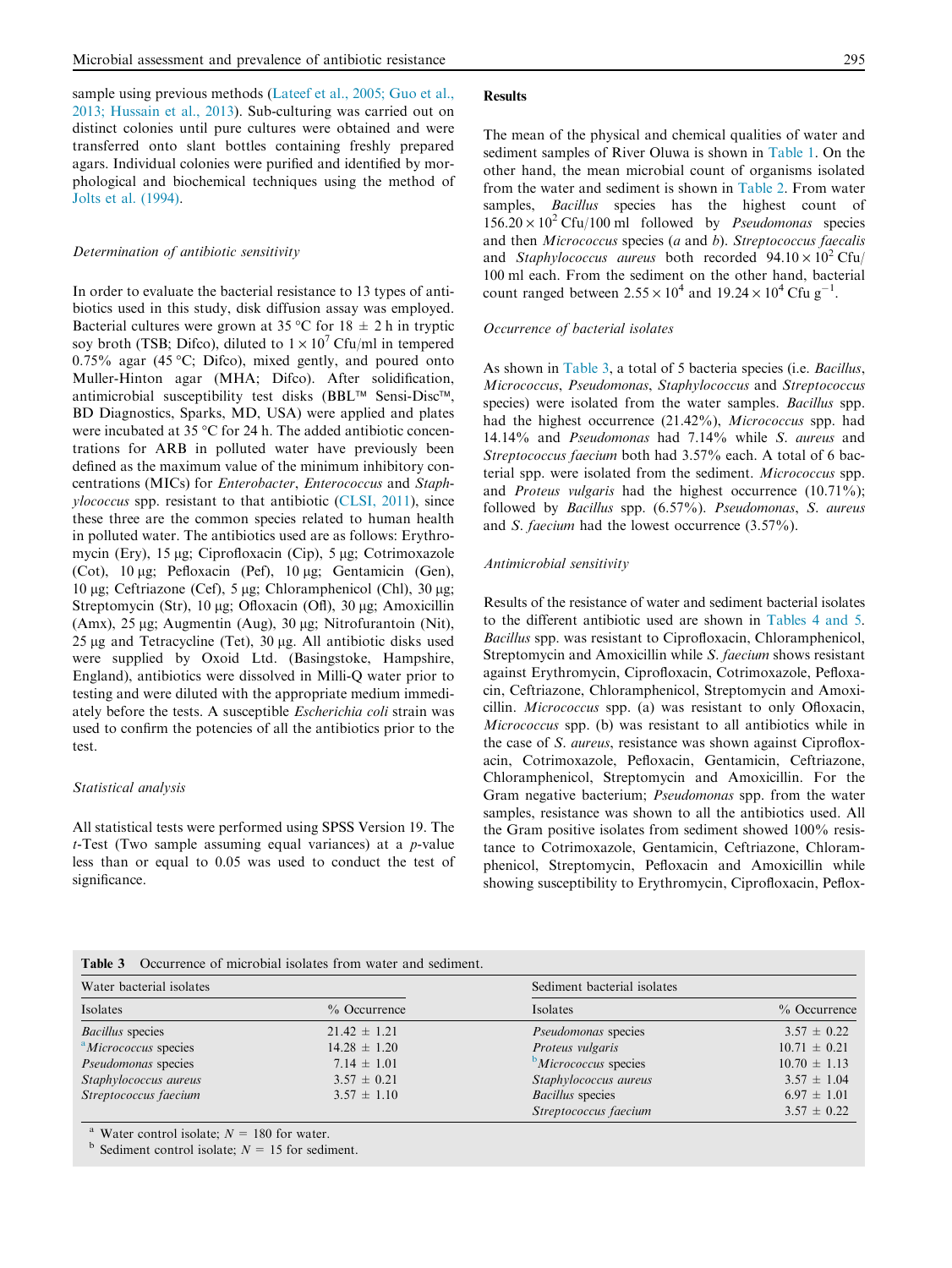sample using previous methods (Lateef et al., 2005; Guo et al., 2013; Hussain et al., 2013). Sub-culturing was carried out on distinct colonies until pure cultures were obtained and were transferred onto slant bottles containing freshly prepared agars. Individual colonies were purified and identified by morphological and biochemical techniques using the method of Jolts et al. (1994).

### *Determination of antibiotic sensitivity*

In order to evaluate the bacterial resistance to 13 types of antibiotics used in this study, disk diffusion assay was employed. Bacterial cultures were grown at 35 °C for 18 ± 2 h in tryptic soy broth (TSB; Difco), diluted to $1 \times 10^7$ Cfu/ml in tempered 0.75% agar (45 °C; Difco), mixed gently, and poured onto Muller-Hinton agar (MHA; Difco). After solidification, antimicrobial susceptibility test disks (BBL™ Sensi-Disc™, BD Diagnostics, Sparks, MD, USA) were applied and plates were incubated at 35 °C for 24 h. The added antibiotic concentrations for ARB in polluted water have previously been defined as the maximum value of the minimum inhibitory concentrations (MICs) for *Enterobacter*, *Enterococcus* and *Staphylococcus* spp. resistant to that antibiotic (CLSI, 2011), since these three are the common species related to human health in polluted water. The antibiotics used are as follows: Erythromycin (Ery), 15 μg; Ciprofloxacin (Cip), 5 μg; Cotrimoxazole (Cot), 10 μg; Pefloxacin (Pef), 10 μg; Gentamicin (Gen), 10 μg; Ceftriazone (Cef), 5 μg; Chloramphenicol (Chl), 30 μg; Streptomycin (Str), 10 μg; Ofloxacin (Ofl), 30 μg; Amoxicillin (Amx), 25 μg; Augmentin (Aug), 30 μg; Nitrofurantoin (Nit), 25 μg and Tetracycline (Tet), 30 μg. All antibiotic disks used were supplied by Oxoid Ltd. (Basingstoke, Hampshire, England), antibiotics were dissolved in Milli-Q water prior to testing and were diluted with the appropriate medium immediately before the tests. A susceptible *Escherichia coli* strain was used to confirm the potencies of all the antibiotics prior to the test.

### *Statistical analysis*

All statistical tests were performed using SPSS Version 19. The *t*-Test (Two sample assuming equal variances) at a *p*-value less than or equal to 0.05 was used to conduct the test of significance.

## Results

The mean of the physical and chemical qualities of water and sediment samples of River Oluwa is shown in Table 1. On the other hand, the mean microbial count of organisms isolated from the water and sediment is shown in Table 2. From water samples, *Bacillus* species has the highest count of $156.20 \times 10^2$ Cfu/100 ml followed by *Pseudomonas* species and then *Micrococcus* species (*a* and *b*). *Streptococcus faecalis* and *Staphylococcus aureus* both recorded $94.10 \times 10^2$ Cfu/100 ml each. From the sediment on the other hand, bacterial count ranged between $2.55 \times 10^4$ and $19.24 \times 10^4$ Cfu $g^{-1}$.

### *Occurrence of bacterial isolates*

As shown in Table 3, a total of 5 bacteria species (i.e. *Bacillus*, *Micrococcus*, *Pseudomonas*, *Staphylococcus* and *Streptococcus* species) were isolated from the water samples. *Bacillus* spp. had the highest occurrence (21.42%), *Micrococcus* spp. had 14.14% and *Pseudomonas* had 7.14% while *S. aureus* and *Streptococcus faecium* both had 3.57% each. A total of 6 bacterial spp. were isolated from the sediment. *Micrococcus* spp. and *Proteus vulgaris* had the highest occurrence (10.71%); followed by *Bacillus* spp. (6.57%). *Pseudomonas*, *S. aureus* and *S. faecium* had the lowest occurrence (3.57%).

### *Antimicrobial sensitivity*

Results of the resistance of water and sediment bacterial isolates to the different antibiotic used are shown in Tables 4 and 5. *Bacillus* spp. was resistant to Ciprofloxacin, Chloramphenicol, Streptomycin and Amoxicillin while *S. faecium* shows resistant against Erythromycin, Ciprofloxacin, Cotrimoxazole, Pefloxacin, Ceftriazone, Chloramphenicol, Streptomycin and Amoxicillin. *Micrococcus* spp. (a) was resistant to only Ofloxacin, *Micrococcus* spp. (b) was resistant to all antibiotics while in the case of *S. aureus*, resistance was shown against Ciprofloxacin, Cotrimoxazole, Pefloxacin, Gentamicin, Ceftriazone, Chloramphenicol, Streptomycin and Amoxicillin. For the Gram negative bacterium; *Pseudomonas* spp. from the water samples, resistance was shown to all the antibiotics used. All the Gram positive isolates from sediment showed 100% resistance to Cotrimoxazole, Gentamicin, Ceftriazone, Chloramphenicol, Streptomycin, Pefloxacin and Amoxicillin while showing susceptibility to Erythromycin, Ciprofloxacin, Peflox-

**Table 3** Occurrence of microbial isolates from water and sediment.

| Water bacterial isolates | | Sediment bacterial isolates | |
|---|---|---|---|
| Isolates | % Occurrence | Isolates | % Occurrence |
| *Bacillus* species | 21.42 ± 1.21 | *Pseudomonas* species | 3.57 ± 0.22 |
| [a]*Micrococcus* species | 14.28 ± 1.20 | *Proteus vulgaris* | 10.71 ± 0.21 |
| *Pseudomonas* species | 7.14 ± 1.01 | [b]*Micrococcus* species | 10.70 ± 1.13 |
| *Staphylococcus aureus* | 3.57 ± 0.21 | *Staphylococcus aureus* | 3.57 ± 1.04 |
| *Streptococcus faecium* | 3.57 ± 1.10 | *Bacillus* species | 6.97 ± 1.01 |
| | | *Streptococcus faecium* | 3.57 ± 0.22 |

[a] Water control isolate; $N$ = 180 for water.
[b] Sediment control isolate; $N$ = 15 for sediment.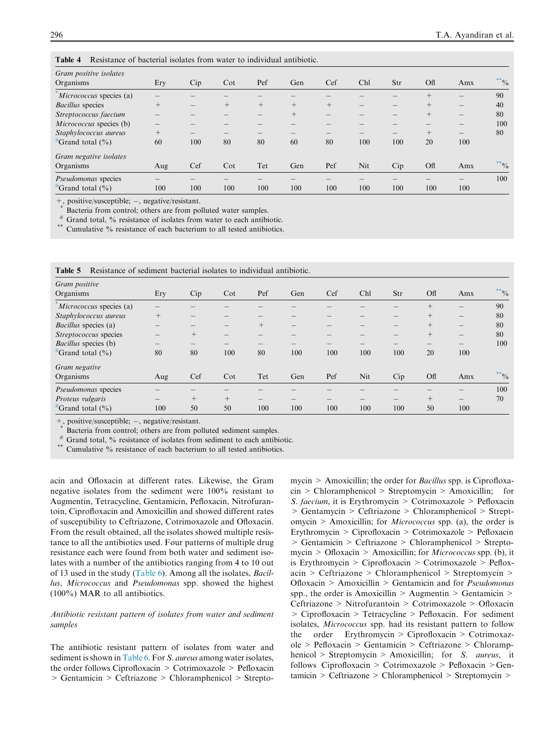**Table 4** Resistance of bacterial isolates from water to individual antibiotic.

| *Gram positive isolates* | | | | | | | | | | | |
|---|---|---|---|---|---|---|---|---|---|---|---|
| Organisms | Ery | Cip | Cot | Pef | Gen | Cef | Chl | Str | Ofl | Amx | **% |
| *Micrococcus* species (a)* | – | – | – | – | – | – | – | – | + | – | 90 |
| *Bacillus* species | + | – | + | + | + | + | – | – | + | – | 40 |
| *Streptococcus faecium* | – | – | – | – | + | – | – | – | + | – | 80 |
| *Micrococcus* species (b) | – | – | – | – | – | – | – | – | – | – | 100 |
| *Staphylococcus aureus* | + | – | – | – | – | – | – | – | + | – | 80 |
| #Grand total (%) | 60 | 100 | 80 | 80 | 60 | 80 | 100 | 100 | 20 | 100 | |
| *Gram negative isolates* | | | | | | | | | | | |
| Organisms | Aug | Cef | Cot | Tet | Gen | Pef | Nit | Cip | Ofl | Amx | **% |
| *Pseudomonas* species | – | – | – | – | – | – | – | – | – | – | 100 |
| #Grand total (%) | 100 | 100 | 100 | 100 | 100 | 100 | 100 | 100 | 100 | 100 | |

+, positive/susceptible; –, negative/resistant.
\* Bacteria from control; others are from polluted water samples.
\# Grand total, % resistance of isolates from water to each antibiotic.
\*\* Cumulative % resistance of each bacterium to all tested antibiotics.

**Table 5** Resistance of sediment bacterial isolates to individual antibiotic.

| *Gram positive* | | | | | | | | | | | |
|---|---|---|---|---|---|---|---|---|---|---|---|
| Organisms | Ery | Cip | Cot | Pef | Gen | Cef | Chl | Str | Ofl | Amx | **% |
| *Micrococcus* species (a)* | – | – | – | – | – | – | – | – | + | – | 90 |
| *Staphylococcus aureus* | + | – | – | – | – | – | – | – | + | – | 80 |
| *Bacillus* species (a) | – | – | – | + | – | – | – | – | + | – | 80 |
| *Streptococcus* species | – | + | – | – | – | – | – | – | + | – | 80 |
| *Bacillus* species (b) | – | – | – | – | – | – | – | – | – | – | 100 |
| #Grand total (%) | 80 | 80 | 100 | 80 | 100 | 100 | 100 | 100 | 20 | 100 | |
| *Gram negative* | | | | | | | | | | | |
| Organisms | Aug | Cef | Cot | Tet | Gen | Pef | Nit | Cip | Ofl | Amx | **% |
| *Pseudomonas* species | – | – | – | – | – | – | – | – | – | – | 100 |
| *Proteus vulgaris* | – | + | + | – | – | – | – | – | + | – | 70 |
| #Grand total (%) | 100 | 50 | 50 | 100 | 100 | 100 | 100 | 100 | 50 | 100 | |

+, positive/susceptible; –, negative/resistant.
\* Bacteria from control; others are from polluted sediment samples.
\# Grand total, % resistance of isolates from sediment to each antibiotic.
\*\* Cumulative % resistance of each bacterium to all tested antibiotics.

acin and Ofloxacin at different rates. Likewise, the Gram negative isolates from the sediment were 100% resistant to Augmentin, Tetracycline, Gentamicin, Pefloxacin, Nitrofurantoin, Ciprofloxacin and Amoxicillin and showed different rates of susceptibility to Ceftriazone, Cotrimoxazole and Ofloxacin. From the result obtained, all the isolates showed multiple resistance to all the antibiotics used. Four patterns of multiple drug resistance each were found from both water and sediment isolates with a number of the antibiotics ranging from 4 to 10 out of 13 used in the study (Table 6). Among all the isolates, *Bacillus*, *Micrococcus* and *Pseudomonas* spp. showed the highest (100%) MAR to all antibiotics.

*Antibiotic resistant pattern of isolates from water and sediment samples*

The antibiotic resistant pattern of isolates from water and sediment is shown in Table 6. For *S. aureus* among water isolates, the order follows Ciprofloxacin > Cotrimoxazole > Pefloxacin > Gentamicin > Ceftriazone > Chloramphenicol > Streptomycin > Amoxicillin; the order for *Bacillus* spp. is Ciprofloxacin > Chloramphenicol > Streptomycin > Amoxicillin; for *S. faecium*, it is Erythromycin > Cotrimoxazole > Pefloxacin > Gentamycin > Ceftriazone > Chloramphenicol > Streptomycin > Amoxicillin; for *Micrococcus* spp. (a), the order is Erythromycin > Ciprofloxacin > Cotrimoxazole > Pefloxacin > Gentamicin > Ceftriazone > Chloramphenicol > Streptomycin > Ofloxacin > Amoxicillin; for *Micrococcus* spp. (b), it is Erythromycin > Ciprofloxacin > Cotrimoxazole > Pefloxacin > Ceftriazone > Chloramphenicol > Streptomycin > Ofloxacin > Amoxicillin > Gentamicin and for *Pseudomonas* spp., the order is Amoxicillin > Augmentin > Gentamicin > Ceftriazone > Nitrofurantoin > Cotrimoxazole > Ofloxacin > Ciprofloxacin > Tetracycline > Pefloxacin. For sediment isolates, *Micrococcus* spp. had its resistant pattern to follow the order Erythromycin > Ciprofloxacin > Cotrimoxazole > Pefloxacin > Gentamicin > Ceftriazone > Chloramphenicol > Streptomycin > Amoxicillin; for *S. aureus*, it follows Ciprofloxacin > Cotrimoxazole > Pefloxacin > Gentamicin > Ceftriazone > Chloramphenicol > Streptomycin >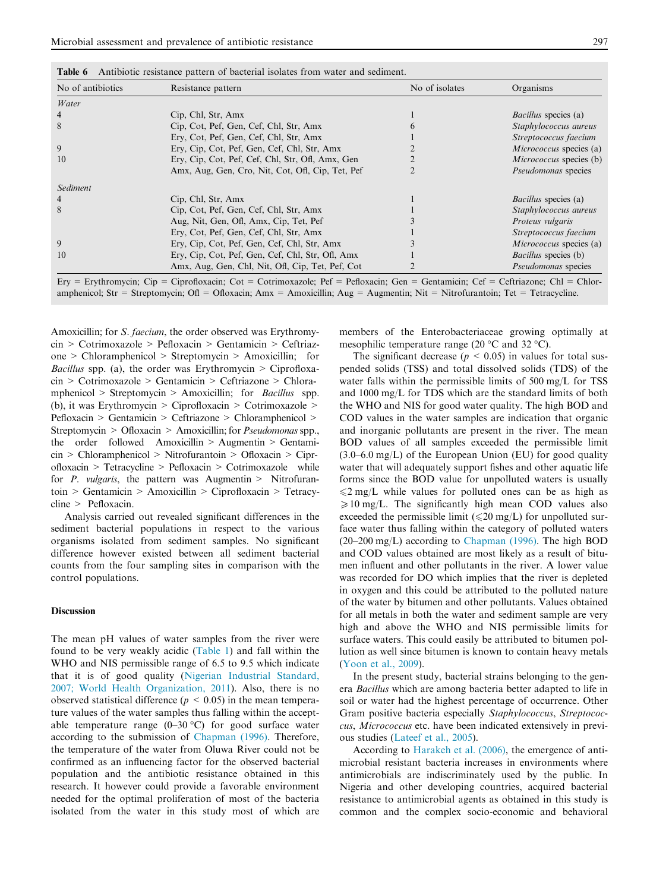**Table 6** Antibiotic resistance pattern of bacterial isolates from water and sediment.

| No of antibiotics | Resistance pattern | No of isolates | Organisms |
|---|---|---|---|
| *Water* | | | |
| 4 | Cip, Chl, Str, Amx | 1 | *Bacillus* species (a) |
| 8 | Cip, Cot, Pef, Gen, Cef, Chl, Str, Amx | 6 | *Staphylococcus aureus* |
| | Ery, Cot, Pef, Gen, Cef, Chl, Str, Amx | 1 | *Streptococcus faecium* |
| 9 | Ery, Cip, Cot, Pef, Gen, Cef, Chl, Str, Amx | 2 | *Micrococcus* species (a) |
| 10 | Ery, Cip, Cot, Pef, Cef, Chl, Str, Ofl, Amx, Gen | 2 | *Micrococcus* species (b) |
| | Amx, Aug, Gen, Cro, Nit, Cot, Ofl, Cip, Tet, Pef | 2 | *Pseudomonas* species |
| *Sediment* | | | |
| 4 | Cip, Chl, Str, Amx | 1 | *Bacillus* species (a) |
| 8 | Cip, Cot, Pef, Gen, Cef, Chl, Str, Amx | 1 | *Staphylococcus aureus* |
| | Aug, Nit, Gen, Ofl, Amx, Cip, Tet, Pef | 3 | *Proteus vulgaris* |
| | Ery, Cot, Pef, Gen, Cef, Chl, Str, Amx | 1 | *Streptococcus faecium* |
| 9 | Ery, Cip, Cot, Pef, Gen, Cef, Chl, Str, Amx | 3 | *Micrococcus* species (a) |
| 10 | Ery, Cip, Cot, Pef, Gen, Cef, Chl, Str, Ofl, Amx | 1 | *Bacillus* species (b) |
| | Amx, Aug, Gen, Chl, Nit, Ofl, Cip, Tet, Pef, Cot | 2 | *Pseudomonas* species |

Ery = Erythromycin; Cip = Ciprofloxacin; Cot = Cotrimoxazole; Pef = Pefloxacin; Gen = Gentamicin; Cef = Ceftriazone; Chl = Chloramphenicol; Str = Streptomycin; Ofl = Ofloxacin; Amx = Amoxicillin; Aug = Augmentin; Nit = Nitrofurantoin; Tet = Tetracycline.

Amoxicillin; for *S. faecium*, the order observed was Erythromycin > Cotrimoxazole > Pefloxacin > Gentamicin > Ceftriazone > Chloramphenicol > Streptomycin > Amoxicillin; for *Bacillus* spp. (a), the order was Erythromycin > Ciprofloxacin > Cotrimoxazole > Gentamicin > Ceftriazone > Chloramphenicol > Streptomycin > Amoxicillin; for *Bacillus* spp. (b), it was Erythromycin > Ciprofloxacin > Cotrimoxazole > Pefloxacin > Gentamicin > Ceftriazone > Chloramphenicol > Streptomycin > Ofloxacin > Amoxicillin; for *Pseudomonas* spp., the order followed Amoxicillin > Augmentin > Gentamicin > Chloramphenicol > Nitrofurantoin > Ofloxacin > Ciprofloxacin > Tetracycline > Pefloxacin > Cotrimoxazole while for *P. vulgaris*, the pattern was Augmentin > Nitrofurantoin > Gentamicin > Amoxicillin > Ciprofloxacin > Tetracycline > Pefloxacin.

Analysis carried out revealed significant differences in the sediment bacterial populations in respect to the various organisms isolated from sediment samples. No significant difference however existed between all sediment bacterial counts from the four sampling sites in comparison with the control populations.

## Discussion

The mean pH values of water samples from the river were found to be very weakly acidic (Table 1) and fall within the WHO and NIS permissible range of 6.5 to 9.5 which indicate that it is of good quality (Nigerian Industrial Standard, 2007; World Health Organization, 2011). Also, there is no observed statistical difference ($p < 0.05$) in the mean temperature values of the water samples thus falling within the acceptable temperature range (0–30 °C) for good surface water according to the submission of Chapman (1996). Therefore, the temperature of the water from Oluwa River could not be confirmed as an influencing factor for the observed bacterial population and the antibiotic resistance obtained in this research. It however could provide a favorable environment needed for the optimal proliferation of most of the bacteria isolated from the water in this study most of which are members of the Enterobacteriaceae growing optimally at mesophilic temperature range (20 °C and 32 °C).

The significant decrease ($p < 0.05$) in values for total suspended solids (TSS) and total dissolved solids (TDS) of the water falls within the permissible limits of 500 mg/L for TSS and 1000 mg/L for TDS which are the standard limits of both the WHO and NIS for good water quality. The high BOD and COD values in the water samples are indication that organic and inorganic pollutants are present in the river. The mean BOD values of all samples exceeded the permissible limit (3.0–6.0 mg/L) of the European Union (EU) for good quality water that will adequately support fishes and other aquatic life forms since the BOD value for unpolluted waters is usually $\leqslant$2 mg/L while values for polluted ones can be as high as $\geqslant$10 mg/L. The significantly high mean COD values also exceeded the permissible limit ($\leqslant$20 mg/L) for unpolluted surface water thus falling within the category of polluted waters (20–200 mg/L) according to Chapman (1996). The high BOD and COD values obtained are most likely as a result of bitumen influent and other pollutants in the river. A lower value was recorded for DO which implies that the river is depleted in oxygen and this could be attributed to the polluted nature of the water by bitumen and other pollutants. Values obtained for all metals in both the water and sediment sample are very high and above the WHO and NIS permissible limits for surface waters. This could easily be attributed to bitumen pollution as well since bitumen is known to contain heavy metals (Yoon et al., 2009).

In the present study, bacterial strains belonging to the genera *Bacillus* which are among bacteria better adapted to life in soil or water had the highest percentage of occurrence. Other Gram positive bacteria especially *Staphylococcus*, *Streptococcus*, *Micrococcus* etc. have been indicated extensively in previous studies (Lateef et al., 2005).

According to Harakeh et al. (2006), the emergence of antimicrobial resistant bacteria increases in environments where antimicrobials are indiscriminately used by the public. In Nigeria and other developing countries, acquired bacterial resistance to antimicrobial agents as obtained in this study is common and the complex socio-economic and behavioral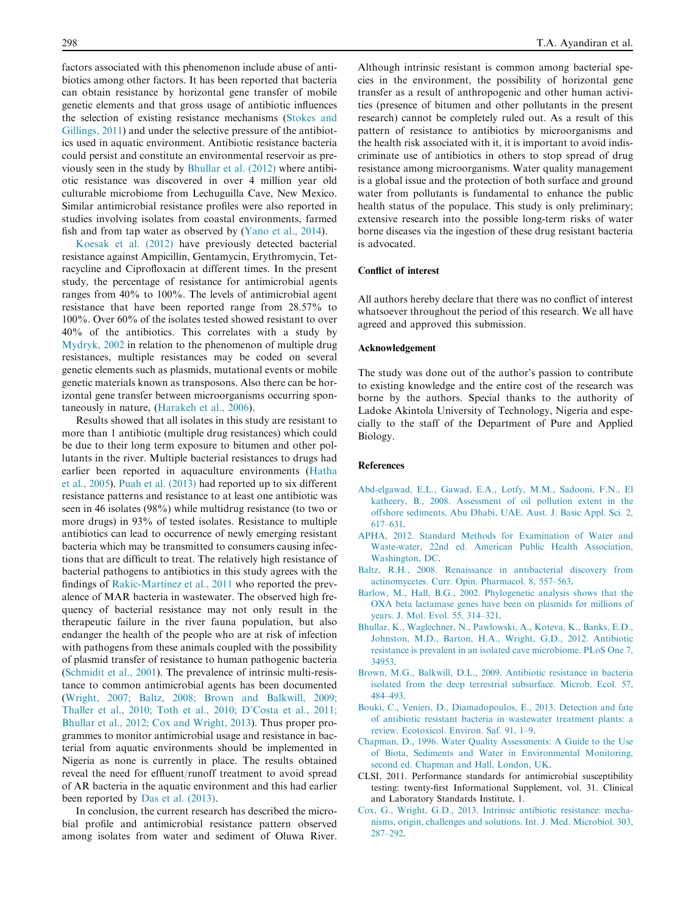factors associated with this phenomenon include abuse of antibiotics among other factors. It has been reported that bacteria can obtain resistance by horizontal gene transfer of mobile genetic elements and that gross usage of antibiotic influences the selection of existing resistance mechanisms (Stokes and Gillings, 2011) and under the selective pressure of the antibiotics used in aquatic environment. Antibiotic resistance bacteria could persist and constitute an environmental reservoir as previously seen in the study by Bhullar et al. (2012) where antibiotic resistance was discovered in over 4 million year old culturable microbiome from Lechuguilla Cave, New Mexico. Similar antimicrobial resistance profiles were also reported in studies involving isolates from coastal environments, farmed fish and from tap water as observed by (Yano et al., 2014).

Koesak et al. (2012) have previously detected bacterial resistance against Ampicillin, Gentamycin, Erythromycin, Tetracycline and Ciprofloxacin at different times. In the present study, the percentage of resistance for antimicrobial agents ranges from 40% to 100%. The levels of antimicrobial agent resistance that have been reported range from 28.57% to 100%. Over 60% of the isolates tested showed resistant to over 40% of the antibiotics. This correlates with a study by Mydryk, 2002 in relation to the phenomenon of multiple drug resistances, multiple resistances may be coded on several genetic elements such as plasmids, mutational events or mobile genetic materials known as transposons. Also there can be horizontal gene transfer between microorganisms occurring spontaneously in nature, (Harakeh et al., 2006).

Results showed that all isolates in this study are resistant to more than 1 antibiotic (multiple drug resistances) which could be due to their long term exposure to bitumen and other pollutants in the river. Multiple bacterial resistances to drugs had earlier been reported in aquaculture environments (Hatha et al., 2005). Puah et al. (2013) had reported up to six different resistance patterns and resistance to at least one antibiotic was seen in 46 isolates (98%) while multidrug resistance (to two or more drugs) in 93% of tested isolates. Resistance to multiple antibiotics can lead to occurrence of newly emerging resistant bacteria which may be transmitted to consumers causing infections that are difficult to treat. The relatively high resistance of bacterial pathogens to antibiotics in this study agrees with the findings of Rakic-Martinez et al., 2011 who reported the prevalence of MAR bacteria in wastewater. The observed high frequency of bacterial resistance may not only result in the therapeutic failure in the river fauna population, but also endanger the health of the people who are at risk of infection with pathogens from these animals coupled with the possibility of plasmid transfer of resistance to human pathogenic bacteria (Schmidt et al., 2001). The prevalence of intrinsic multi-resistance to common antimicrobial agents has been documented (Wright, 2007; Baltz, 2008; Brown and Balkwill, 2009; Thaller et al., 2010; Toth et al., 2010; D'Costa et al., 2011; Bhullar et al., 2012; Cox and Wright, 2013). Thus proper programmes to monitor antimicrobial usage and resistance in bacterial from aquatic environments should be implemented in Nigeria as none is currently in place. The results obtained reveal the need for effluent/runoff treatment to avoid spread of AR bacteria in the aquatic environment and this had earlier been reported by Das et al. (2013).

In conclusion, the current research has described the microbial profile and antimicrobial resistance pattern observed among isolates from water and sediment of Oluwa River. Although intrinsic resistant is common among bacterial species in the environment, the possibility of horizontal gene transfer as a result of anthropogenic and other human activities (presence of bitumen and other pollutants in the present research) cannot be completely ruled out. As a result of this pattern of resistance to antibiotics by microorganisms and the health risk associated with it, it is important to avoid indiscriminate use of antibiotics in others to stop spread of drug resistance among microorganisms. Water quality management is a global issue and the protection of both surface and ground water from pollutants is fundamental to enhance the public health status of the populace. This study is only preliminary; extensive research into the possible long-term risks of water borne diseases via the ingestion of these drug resistant bacteria is advocated.

## Conflict of interest

All authors hereby declare that there was no conflict of interest whatsoever throughout the period of this research. We all have agreed and approved this submission.

## Acknowledgement

The study was done out of the author's passion to contribute to existing knowledge and the entire cost of the research was borne by the authors. Special thanks to the authority of Ladoke Akintola University of Technology, Nigeria and especially to the staff of the Department of Pure and Applied Biology.

## References

Abd-elgawad, E.L., Gawad, E.A., Lotfy, M.M., Sadooni, F.N., El katheery, B., 2008. Assessment of oil pollution extent in the offshore sediments, Abu Dhabi, UAE. Aust. J. Basic Appl. Sci. 2, 617–631.

APHA, 2012. Standard Methods for Examination of Water and Waste-water, 22nd ed. American Public Health Association, Washington, DC.

Baltz, R.H., 2008. Renaissance in antibacterial discovery from actinomycetes. Curr. Opin. Pharmacol. 8, 557–563.

Barlow, M., Hall, B.G., 2002. Phylogenetic analysis shows that the OXA beta lactamase genes have been on plasmids for millions of years. J. Mol. Evol. 55, 314–321.

Bhullar, K., Waglechner, N., Pawlowski, A., Koteva, K., Banks, E.D., Johnston, M.D., Barton, H.A., Wright, G.D., 2012. Antibiotic resistance is prevalent in an isolated cave microbiome. PLoS One 7, 34953.

Brown, M.G., Balkwill, D.L., 2009. Antibiotic resistance in bacteria isolated from the deep terrestrial subsurface. Microb. Ecol. 57, 484–493.

Bouki, C., Venieri, D., Diamadopoulos, E., 2013. Detection and fate of antibiotic resistant bacteria in wastewater treatment plants: a review. Ecotoxicol. Environ. Saf. 91, 1–9.

Chapman, D., 1996. Water Quality Assessments: A Guide to the Use of Biota, Sediments and Water in Environmental Monitoring, second ed. Chapman and Hall, London, UK.

CLSI, 2011. Performance standards for antimicrobial susceptibility testing: twenty-first Informational Supplement, vol. 31. Clinical and Laboratory Standards Institute, 1.

Cox, G., Wright, G.D., 2013. Intrinsic antibiotic resistance: mechanisms, origin, challenges and solutions. Int. J. Med. Microbiol. 303, 287–292.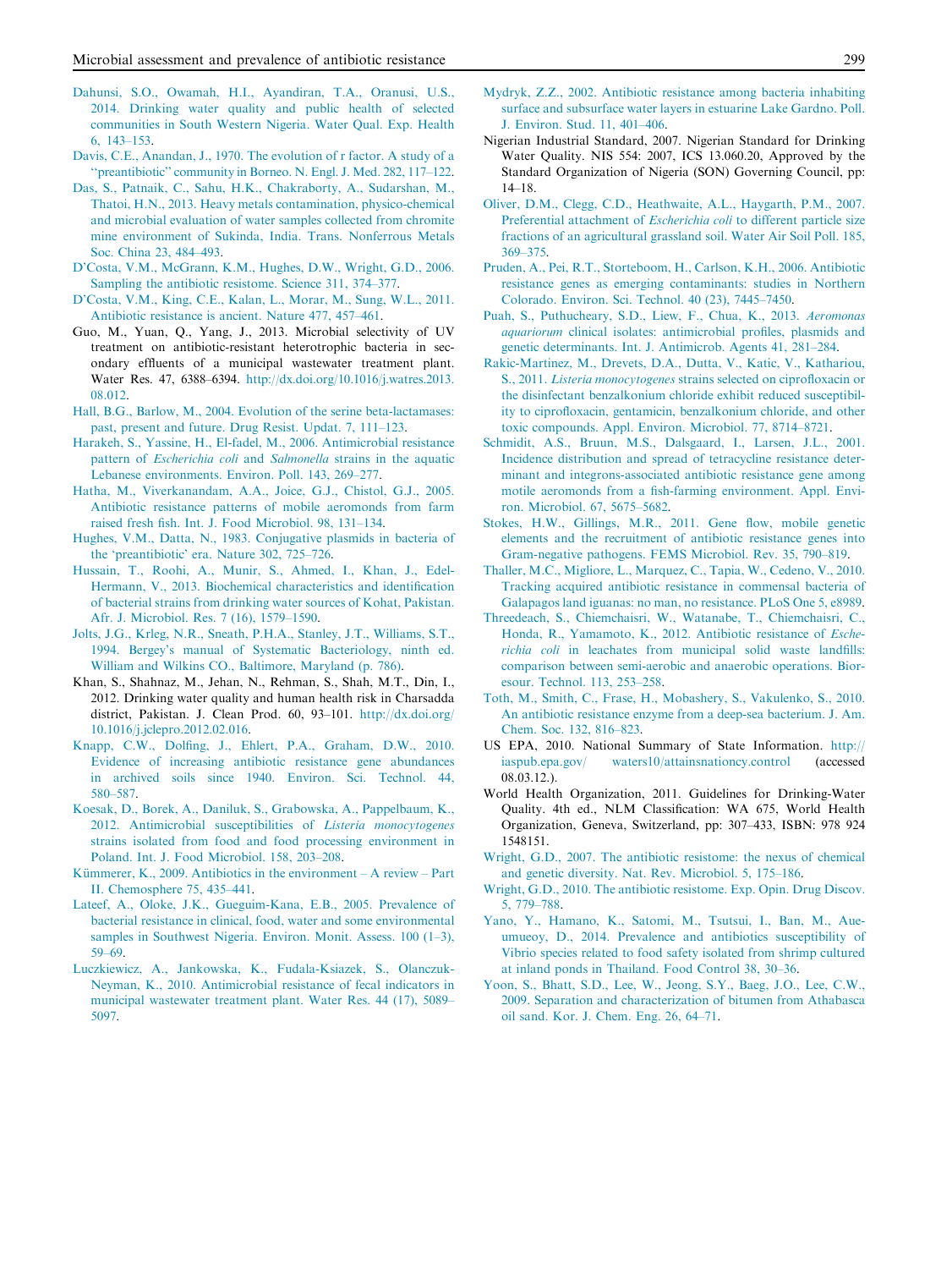Dahunsi, S.O., Owamah, H.I., Ayandiran, T.A., Oranusi, U.S., 2014. Drinking water quality and public health of selected communities in South Western Nigeria. Water Qual. Exp. Health 6, 143–153.

Davis, C.E., Anandan, J., 1970. The evolution of r factor. A study of a "preantibiotic" community in Borneo. N. Engl. J. Med. 282, 117–122.

Das, S., Patnaik, C., Sahu, H.K., Chakraborty, A., Sudarshan, M., Thatoi, H.N., 2013. Heavy metals contamination, physico-chemical and microbial evaluation of water samples collected from chromite mine environment of Sukinda, India. Trans. Nonferrous Metals Soc. China 23, 484–493.

D'Costa, V.M., McGrann, K.M., Hughes, D.W., Wright, G.D., 2006. Sampling the antibiotic resistome. Science 311, 374–377.

D'Costa, V.M., King, C.E., Kalan, L., Morar, M., Sung, W.L., 2011. Antibiotic resistance is ancient. Nature 477, 457–461.

Guo, M., Yuan, Q., Yang, J., 2013. Microbial selectivity of UV treatment on antibiotic-resistant heterotrophic bacteria in secondary effluents of a municipal wastewater treatment plant. Water Res. 47, 6388–6394. http://dx.doi.org/10.1016/j.watres.2013.08.012.

Hall, B.G., Barlow, M., 2004. Evolution of the serine beta-lactamases: past, present and future. Drug Resist. Updat. 7, 111–123.

Harakeh, S., Yassine, H., El-fadel, M., 2006. Antimicrobial resistance pattern of *Escherichia coli* and *Salmonella* strains in the aquatic Lebanese environments. Environ. Poll. 143, 269–277.

Hatha, M., Viverkanandam, A.A., Joice, G.J., Chistol, G.J., 2005. Antibiotic resistance patterns of mobile aeromonds from farm raised fresh fish. Int. J. Food Microbiol. 98, 131–134.

Hughes, V.M., Datta, N., 1983. Conjugative plasmids in bacteria of the 'preantibiotic' era. Nature 302, 725–726.

Hussain, T., Roohi, A., Munir, S., Ahmed, I., Khan, J., Edel-Hermann, V., 2013. Biochemical characteristics and identification of bacterial strains from drinking water sources of Kohat, Pakistan. Afr. J. Microbiol. Res. 7 (16), 1579–1590.

Jolts, J.G., Krleg, N.R., Sneath, P.H.A., Stanley, J.T., Williams, S.T., 1994. Bergey's manual of Systematic Bacteriology, ninth ed. William and Wilkins CO., Baltimore, Maryland (p. 786).

Khan, S., Shahnaz, M., Jehan, N., Rehman, S., Shah, M.T., Din, I., 2012. Drinking water quality and human health risk in Charsadda district, Pakistan. J. Clean Prod. 60, 93–101. http://dx.doi.org/10.1016/j.jclepro.2012.02.016.

Knapp, C.W., Dolfing, J., Ehlert, P.A., Graham, D.W., 2010. Evidence of increasing antibiotic resistance gene abundances in archived soils since 1940. Environ. Sci. Technol. 44, 580–587.

Koesak, D., Borek, A., Daniluk, S., Grabowska, A., Pappelbaum, K., 2012. Antimicrobial susceptibilities of *Listeria monocytogenes* strains isolated from food and food processing environment in Poland. Int. J. Food Microbiol. 158, 203–208.

Kümmerer, K., 2009. Antibiotics in the environment – A review – Part II. Chemosphere 75, 435–441.

Lateef, A., Oloke, J.K., Gueguim-Kana, E.B., 2005. Prevalence of bacterial resistance in clinical, food, water and some environmental samples in Southwest Nigeria. Environ. Monit. Assess. 100 (1–3), 59–69.

Luczkiewicz, A., Jankowska, K., Fudala-Ksiazek, S., Olanczuk-Neyman, K., 2010. Antimicrobial resistance of fecal indicators in municipal wastewater treatment plant. Water Res. 44 (17), 5089–5097.

Mydryk, Z.Z., 2002. Antibiotic resistance among bacteria inhabiting surface and subsurface water layers in estuarine Lake Gardno. Poll. J. Environ. Stud. 11, 401–406.

Nigerian Industrial Standard, 2007. Nigerian Standard for Drinking Water Quality. NIS 554: 2007, ICS 13.060.20, Approved by the Standard Organization of Nigeria (SON) Governing Council, pp: 14–18.

Oliver, D.M., Clegg, C.D., Heathwaite, A.L., Haygarth, P.M., 2007. Preferential attachment of *Escherichia coli* to different particle size fractions of an agricultural grassland soil. Water Air Soil Poll. 185, 369–375.

Pruden, A., Pei, R.T., Storteboom, H., Carlson, K.H., 2006. Antibiotic resistance genes as emerging contaminants: studies in Northern Colorado. Environ. Sci. Technol. 40 (23), 7445–7450.

Puah, S., Puthucheary, S.D., Liew, F., Chua, K., 2013. *Aeromonas aquariorum* clinical isolates: antimicrobial profiles, plasmids and genetic determinants. Int. J. Antimicrob. Agents 41, 281–284.

Rakic-Martinez, M., Drevets, D.A., Dutta, V., Katic, V., Kathariou, S., 2011. *Listeria monocytogenes* strains selected on ciprofloxacin or the disinfectant benzalkonium chloride exhibit reduced susceptibility to ciprofloxacin, gentamicin, benzalkonium chloride, and other toxic compounds. Appl. Environ. Microbiol. 77, 8714–8721.

Schmidit, A.S., Bruun, M.S., Dalsgaard, I., Larsen, J.L., 2001. Incidence distribution and spread of tetracycline resistance determinant and integrons-associated antibiotic resistance gene among motile aeromonds from a fish-farming environment. Appl. Environ. Microbiol. 67, 5675–5682.

Stokes, H.W., Gillings, M.R., 2011. Gene flow, mobile genetic elements and the recruitment of antibiotic resistance genes into Gram-negative pathogens. FEMS Microbiol. Rev. 35, 790–819.

Thaller, M.C., Migliore, L., Marquez, C., Tapia, W., Cedeno, V., 2010. Tracking acquired antibiotic resistance in commensal bacteria of Galapagos land iguanas: no man, no resistance. PLoS One 5, e8989.

Threedeach, S., Chiemchaisri, W., Watanabe, T., Chiemchaisri, C., Honda, R., Yamamoto, K., 2012. Antibiotic resistance of *Escherichia coli* in leachates from municipal solid waste landfills: comparison between semi-aerobic and anaerobic operations. Bioresour. Technol. 113, 253–258.

Toth, M., Smith, C., Frase, H., Mobashery, S., Vakulenko, S., 2010. An antibiotic resistance enzyme from a deep-sea bacterium. J. Am. Chem. Soc. 132, 816–823.

US EPA, 2010. National Summary of State Information. http://iaspub.epa.gov/waters10/attainsnationcy.control (accessed 08.03.12.).

World Health Organization, 2011. Guidelines for Drinking-Water Quality. 4th ed., NLM Classification: WA 675, World Health Organization, Geneva, Switzerland, pp: 307–433, ISBN: 978 924 1548151.

Wright, G.D., 2007. The antibiotic resistome: the nexus of chemical and genetic diversity. Nat. Rev. Microbiol. 5, 175–186.

Wright, G.D., 2010. The antibiotic resistome. Exp. Opin. Drug Discov. 5, 779–788.

Yano, Y., Hamano, K., Satomi, M., Tsutsui, I., Ban, M., Aue-umueoy, D., 2014. Prevalence and antibiotics susceptibility of Vibrio species related to food safety isolated from shrimp cultured at inland ponds in Thailand. Food Control 38, 30–36.

Yoon, S., Bhatt, S.D., Lee, W., Jeong, S.Y., Baeg, J.O., Lee, C.W., 2009. Separation and characterization of bitumen from Athabasca oil sand. Kor. J. Chem. Eng. 26, 64–71.